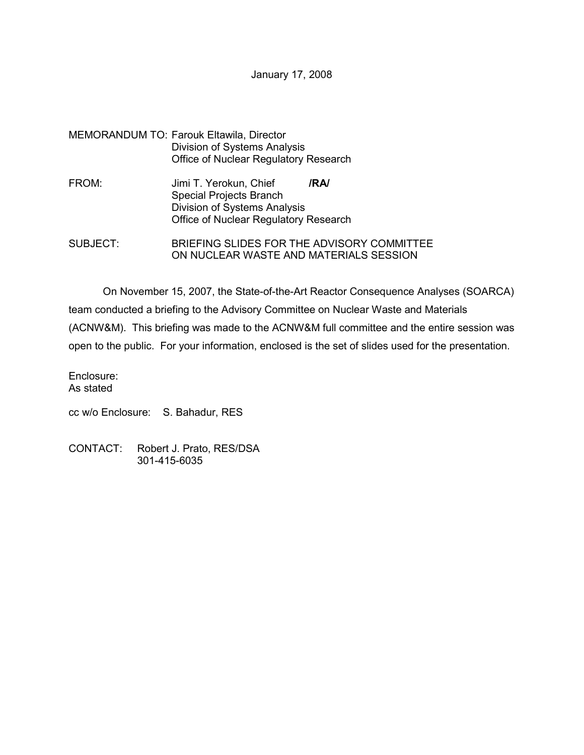January 17, 2008

MEMORANDUM TO: Farouk Eltawila, Director
Division of Systems Analysis
Office of Nuclear Regulatory Research

FROM: Jimi T. Yerokun, Chief **/RA/**
Special Projects Branch
Division of Systems Analysis
Office of Nuclear Regulatory Research

SUBJECT: BRIEFING SLIDES FOR THE ADVISORY COMMITTEE ON NUCLEAR WASTE AND MATERIALS SESSION

On November 15, 2007, the State-of-the-Art Reactor Consequence Analyses (SOARCA) team conducted a briefing to the Advisory Committee on Nuclear Waste and Materials (ACNW&M). This briefing was made to the ACNW&M full committee and the entire session was open to the public. For your information, enclosed is the set of slides used for the presentation.

Enclosure:
As stated

cc w/o Enclosure: S. Bahadur, RES

CONTACT: Robert J. Prato, RES/DSA
301-415-6035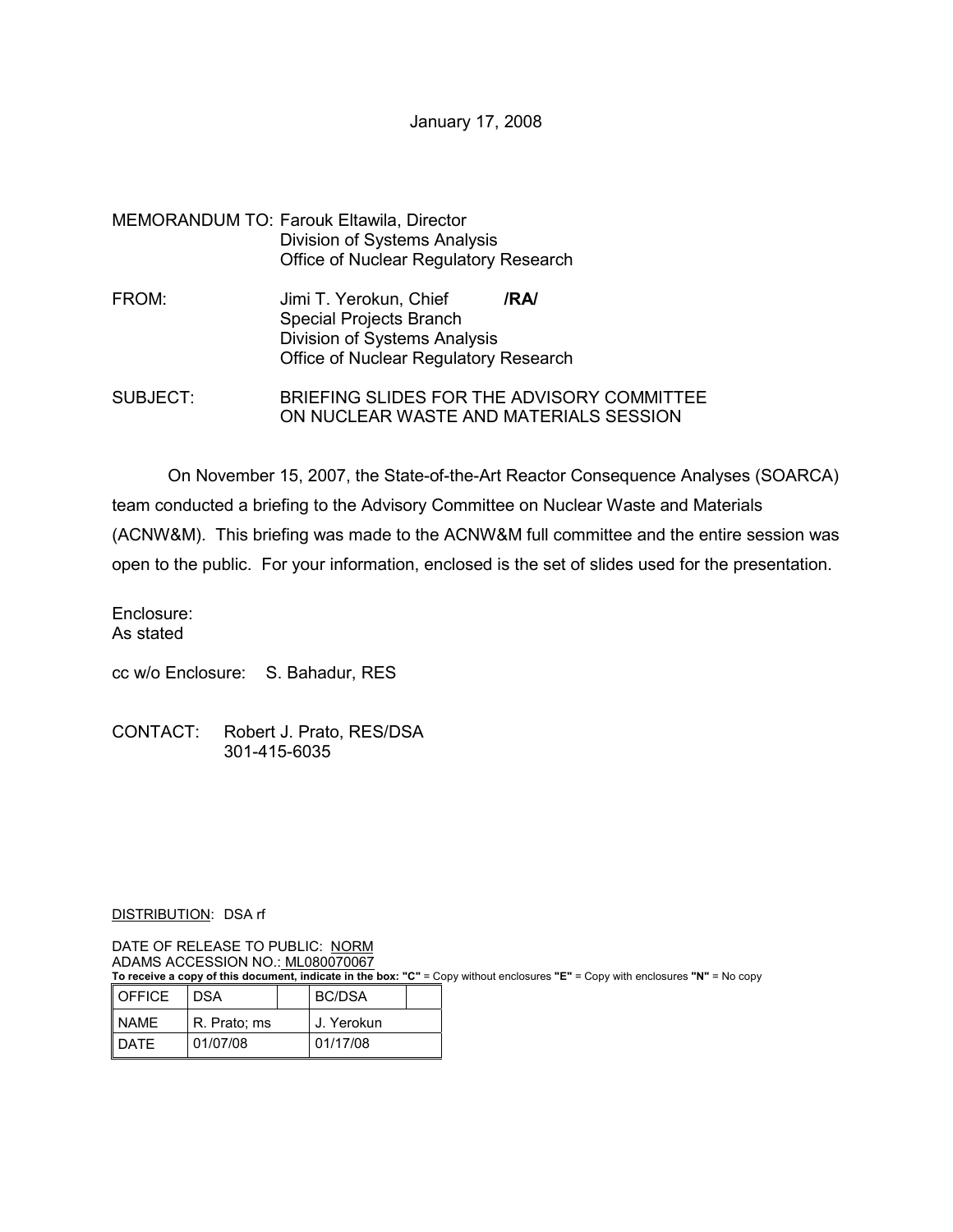January 17, 2008

MEMORANDUM TO: Farouk Eltawila, Director
Division of Systems Analysis
Office of Nuclear Regulatory Research

FROM: Jimi T. Yerokun, Chief **/RA/**
Special Projects Branch
Division of Systems Analysis
Office of Nuclear Regulatory Research

SUBJECT: BRIEFING SLIDES FOR THE ADVISORY COMMITTEE ON NUCLEAR WASTE AND MATERIALS SESSION

On November 15, 2007, the State-of-the-Art Reactor Consequence Analyses (SOARCA) team conducted a briefing to the Advisory Committee on Nuclear Waste and Materials (ACNW&M). This briefing was made to the ACNW&M full committee and the entire session was open to the public. For your information, enclosed is the set of slides used for the presentation.

Enclosure:
As stated

cc w/o Enclosure: S. Bahadur, RES

CONTACT: Robert J. Prato, RES/DSA
301-415-6035

DISTRIBUTION: DSA rf

DATE OF RELEASE TO PUBLIC: NORM
ADAMS ACCESSION NO.: ML080070067
**To receive a copy of this document, indicate in the box: "C"** = Copy without enclosures **"E"** = Copy with enclosures **"N"** = No copy

| OFFICE | DSA | | BC/DSA | |
|---|---|---|---|---|
| NAME | R. Prato; ms | | J. Yerokun | |
| DATE | 01/07/08 | | 01/17/08 | |